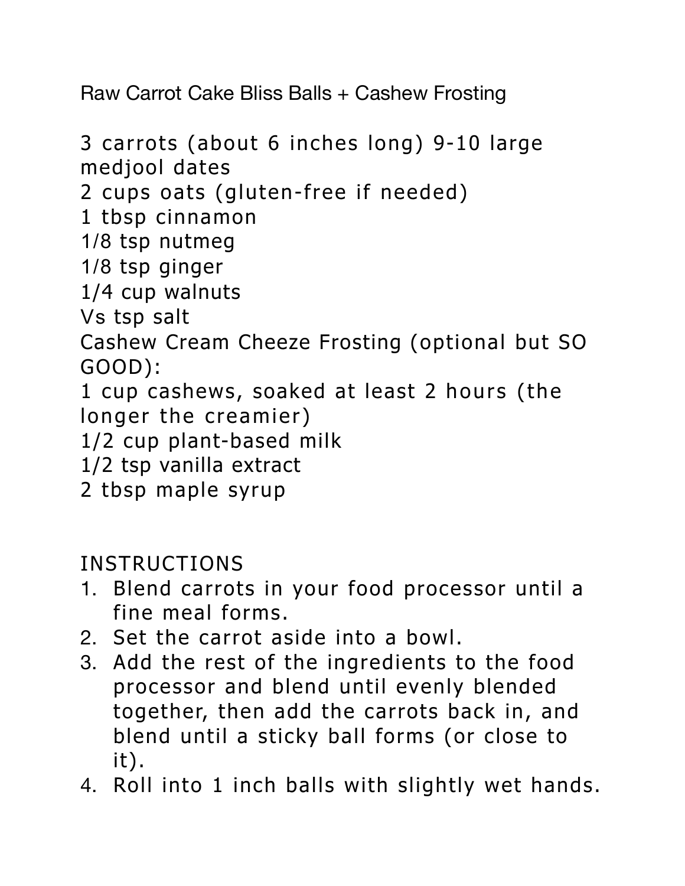# Raw Carrot Cake Bliss Balls + Cashew Frosting

3 carrots (about 6 inches long) 9-10 large medjool dates
2 cups oats (gluten-free if needed)
1 tbsp cinnamon
1/8 tsp nutmeg
1/8 tsp ginger
1/4 cup walnuts
Vs tsp salt
Cashew Cream Cheeze Frosting (optional but SO GOOD):
1 cup cashews, soaked at least 2 hours (the longer the creamier)
1/2 cup plant-based milk
1/2 tsp vanilla extract
2 tbsp maple syrup

## INSTRUCTIONS

1. Blend carrots in your food processor until a fine meal forms.
2. Set the carrot aside into a bowl.
3. Add the rest of the ingredients to the food processor and blend until evenly blended together, then add the carrots back in, and blend until a sticky ball forms (or close to it).
4. Roll into 1 inch balls with slightly wet hands.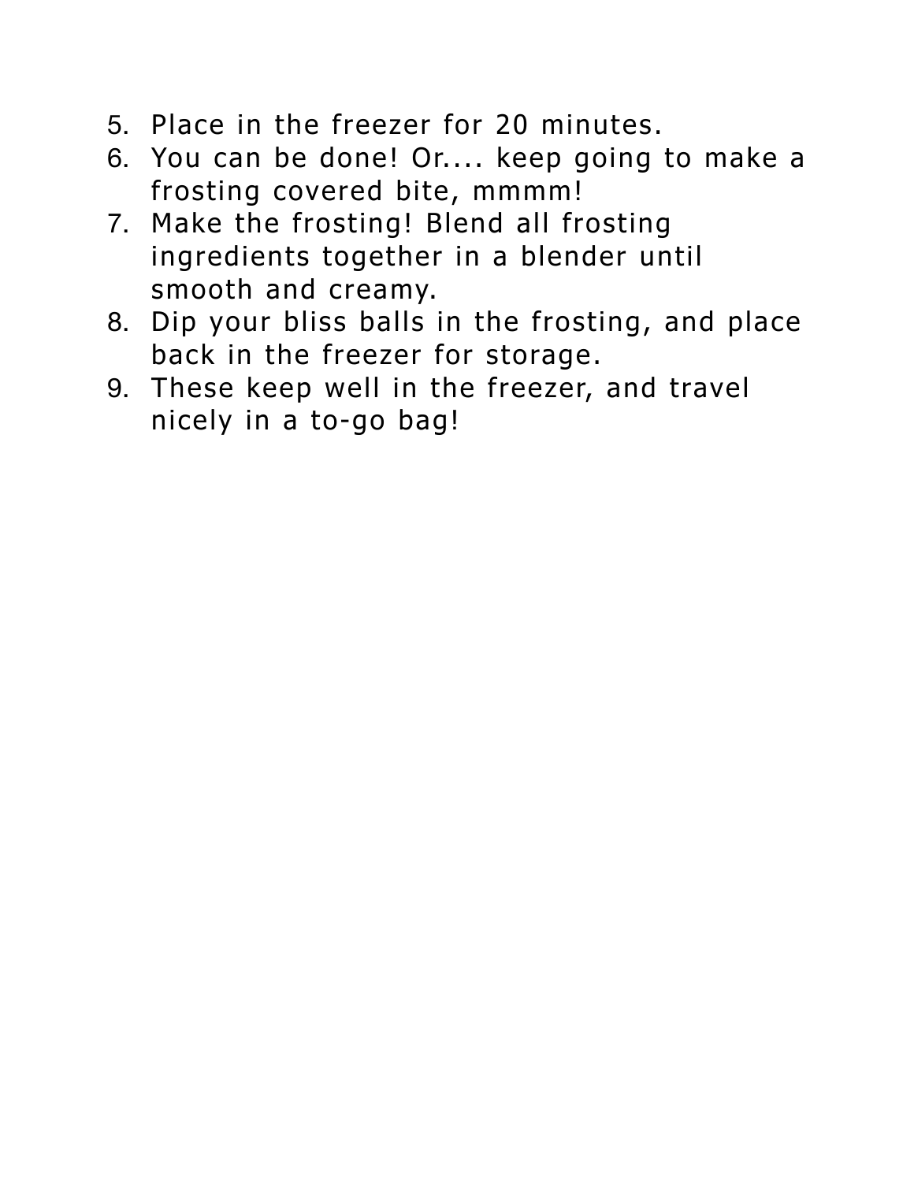5. Place in the freezer for 20 minutes.
6. You can be done! Or.... keep going to make a frosting covered bite, mmmm!
7. Make the frosting! Blend all frosting ingredients together in a blender until smooth and creamy.
8. Dip your bliss balls in the frosting, and place back in the freezer for storage.
9. These keep well in the freezer, and travel nicely in a to-go bag!